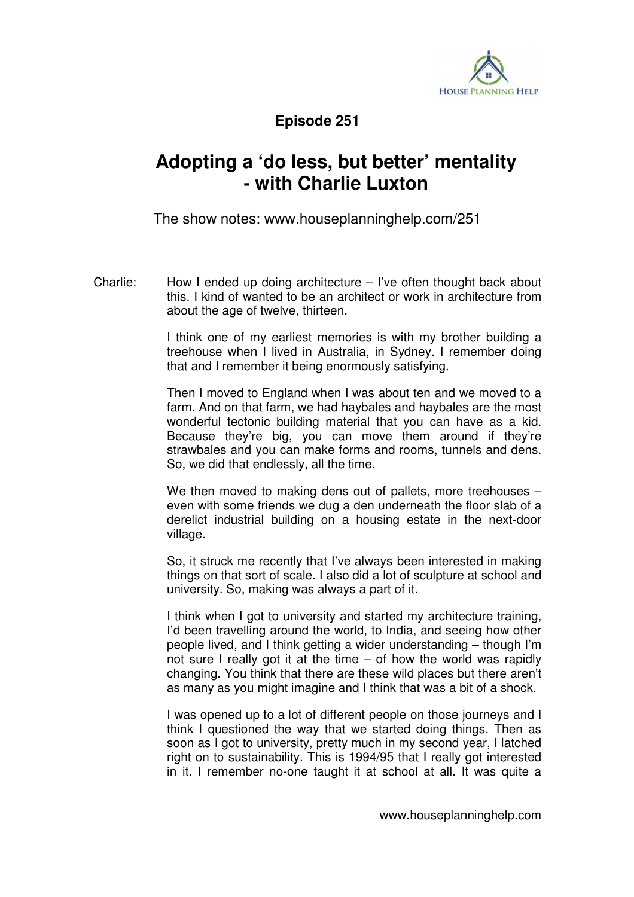**Episode 251**

# Adopting a 'do less, but better' mentality - with Charlie Luxton

The show notes: www.houseplanninghelp.com/251

Charlie: How I ended up doing architecture – I've often thought back about this. I kind of wanted to be an architect or work in architecture from about the age of twelve, thirteen.

I think one of my earliest memories is with my brother building a treehouse when I lived in Australia, in Sydney. I remember doing that and I remember it being enormously satisfying.

Then I moved to England when I was about ten and we moved to a farm. And on that farm, we had haybales and haybales are the most wonderful tectonic building material that you can have as a kid. Because they're big, you can move them around if they're strawbales and you can make forms and rooms, tunnels and dens. So, we did that endlessly, all the time.

We then moved to making dens out of pallets, more treehouses – even with some friends we dug a den underneath the floor slab of a derelict industrial building on a housing estate in the next-door village.

So, it struck me recently that I've always been interested in making things on that sort of scale. I also did a lot of sculpture at school and university. So, making was always a part of it.

I think when I got to university and started my architecture training, I'd been travelling around the world, to India, and seeing how other people lived, and I think getting a wider understanding – though I'm not sure I really got it at the time – of how the world was rapidly changing. You think that there are these wild places but there aren't as many as you might imagine and I think that was a bit of a shock.

I was opened up to a lot of different people on those journeys and I think I questioned the way that we started doing things. Then as soon as I got to university, pretty much in my second year, I latched right on to sustainability. This is 1994/95 that I really got interested in it. I remember no-one taught it at school at all. It was quite a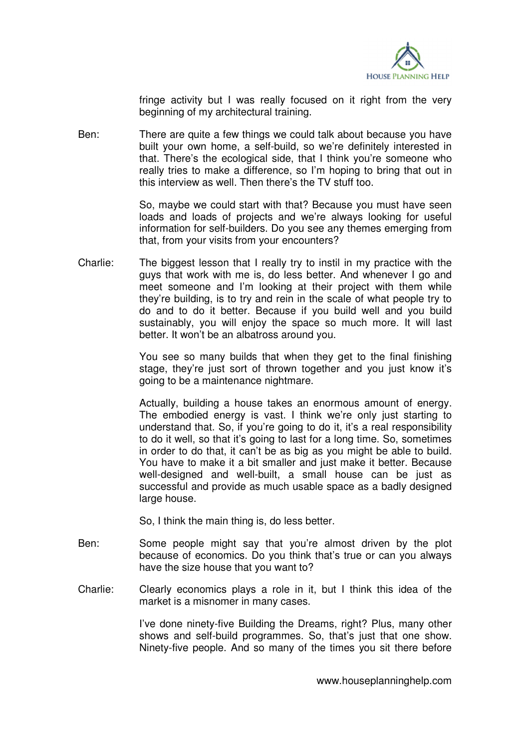fringe activity but I was really focused on it right from the very beginning of my architectural training.

Ben: There are quite a few things we could talk about because you have built your own home, a self-build, so we're definitely interested in that. There's the ecological side, that I think you're someone who really tries to make a difference, so I'm hoping to bring that out in this interview as well. Then there's the TV stuff too.

So, maybe we could start with that? Because you must have seen loads and loads of projects and we're always looking for useful information for self-builders. Do you see any themes emerging from that, from your visits from your encounters?

Charlie: The biggest lesson that I really try to instil in my practice with the guys that work with me is, do less better. And whenever I go and meet someone and I'm looking at their project with them while they're building, is to try and rein in the scale of what people try to do and to do it better. Because if you build well and you build sustainably, you will enjoy the space so much more. It will last better. It won't be an albatross around you.

You see so many builds that when they get to the final finishing stage, they're just sort of thrown together and you just know it's going to be a maintenance nightmare.

Actually, building a house takes an enormous amount of energy. The embodied energy is vast. I think we're only just starting to understand that. So, if you're going to do it, it's a real responsibility to do it well, so that it's going to last for a long time. So, sometimes in order to do that, it can't be as big as you might be able to build. You have to make it a bit smaller and just make it better. Because well-designed and well-built, a small house can be just as successful and provide as much usable space as a badly designed large house.

So, I think the main thing is, do less better.

Ben: Some people might say that you're almost driven by the plot because of economics. Do you think that's true or can you always have the size house that you want to?

Charlie: Clearly economics plays a role in it, but I think this idea of the market is a misnomer in many cases.

I've done ninety-five Building the Dreams, right? Plus, many other shows and self-build programmes. So, that's just that one show. Ninety-five people. And so many of the times you sit there before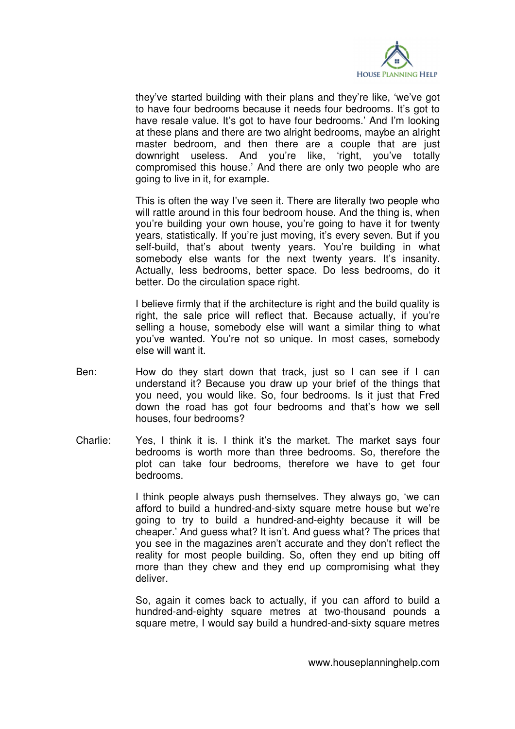they've started building with their plans and they're like, 'we've got to have four bedrooms because it needs four bedrooms. It's got to have resale value. It's got to have four bedrooms.' And I'm looking at these plans and there are two alright bedrooms, maybe an alright master bedroom, and then there are a couple that are just downright useless. And you're like, 'right, you've totally compromised this house.' And there are only two people who are going to live in it, for example.

This is often the way I've seen it. There are literally two people who will rattle around in this four bedroom house. And the thing is, when you're building your own house, you're going to have it for twenty years, statistically. If you're just moving, it's every seven. But if you self-build, that's about twenty years. You're building in what somebody else wants for the next twenty years. It's insanity. Actually, less bedrooms, better space. Do less bedrooms, do it better. Do the circulation space right.

I believe firmly that if the architecture is right and the build quality is right, the sale price will reflect that. Because actually, if you're selling a house, somebody else will want a similar thing to what you've wanted. You're not so unique. In most cases, somebody else will want it.

Ben: How do they start down that track, just so I can see if I can understand it? Because you draw up your brief of the things that you need, you would like. So, four bedrooms. Is it just that Fred down the road has got four bedrooms and that's how we sell houses, four bedrooms?

Charlie: Yes, I think it is. I think it's the market. The market says four bedrooms is worth more than three bedrooms. So, therefore the plot can take four bedrooms, therefore we have to get four bedrooms.

I think people always push themselves. They always go, 'we can afford to build a hundred-and-sixty square metre house but we're going to try to build a hundred-and-eighty because it will be cheaper.' And guess what? It isn't. And guess what? The prices that you see in the magazines aren't accurate and they don't reflect the reality for most people building. So, often they end up biting off more than they chew and they end up compromising what they deliver.

So, again it comes back to actually, if you can afford to build a hundred-and-eighty square metres at two-thousand pounds a square metre, I would say build a hundred-and-sixty square metres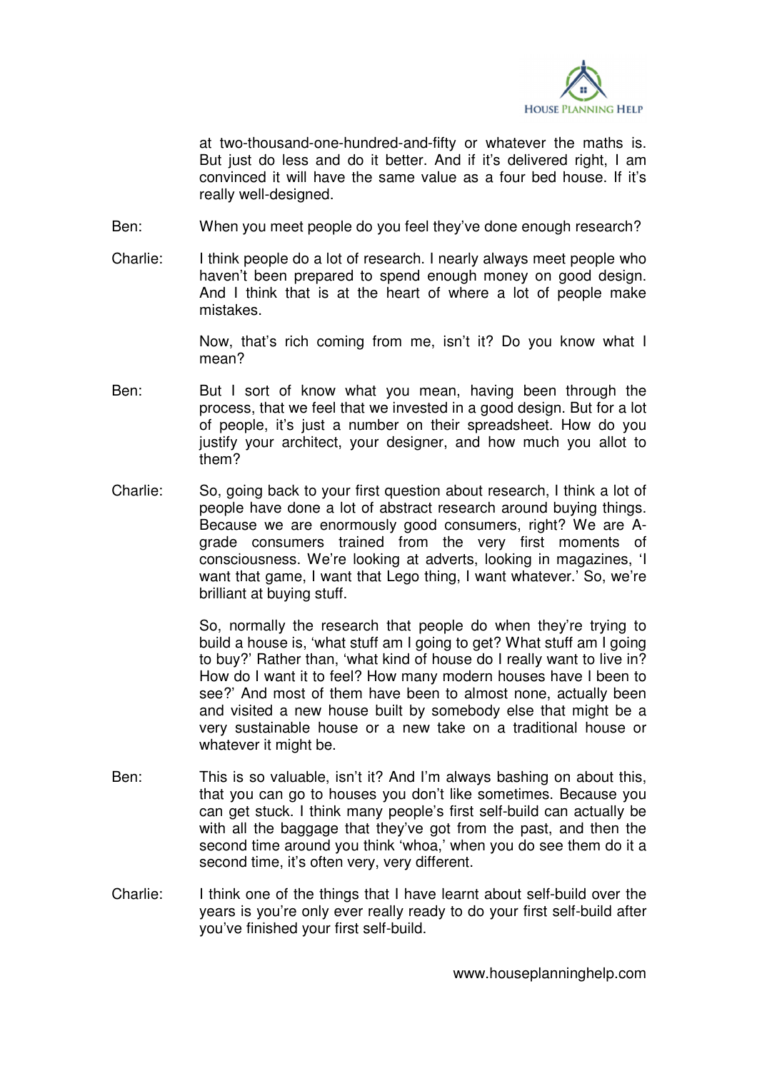at two-thousand-one-hundred-and-fifty or whatever the maths is. But just do less and do it better. And if it's delivered right, I am convinced it will have the same value as a four bed house. If it's really well-designed.

Ben: When you meet people do you feel they've done enough research?

Charlie: I think people do a lot of research. I nearly always meet people who haven't been prepared to spend enough money on good design. And I think that is at the heart of where a lot of people make mistakes.

Now, that's rich coming from me, isn't it? Do you know what I mean?

Ben: But I sort of know what you mean, having been through the process, that we feel that we invested in a good design. But for a lot of people, it's just a number on their spreadsheet. How do you justify your architect, your designer, and how much you allot to them?

Charlie: So, going back to your first question about research, I think a lot of people have done a lot of abstract research around buying things. Because we are enormously good consumers, right? We are A-grade consumers trained from the very first moments of consciousness. We're looking at adverts, looking in magazines, 'I want that game, I want that Lego thing, I want whatever.' So, we're brilliant at buying stuff.

So, normally the research that people do when they're trying to build a house is, 'what stuff am I going to get? What stuff am I going to buy?' Rather than, 'what kind of house do I really want to live in? How do I want it to feel? How many modern houses have I been to see?' And most of them have been to almost none, actually been and visited a new house built by somebody else that might be a very sustainable house or a new take on a traditional house or whatever it might be.

Ben: This is so valuable, isn't it? And I'm always bashing on about this, that you can go to houses you don't like sometimes. Because you can get stuck. I think many people's first self-build can actually be with all the baggage that they've got from the past, and then the second time around you think 'whoa,' when you do see them do it a second time, it's often very, very different.

Charlie: I think one of the things that I have learnt about self-build over the years is you're only ever really ready to do your first self-build after you've finished your first self-build.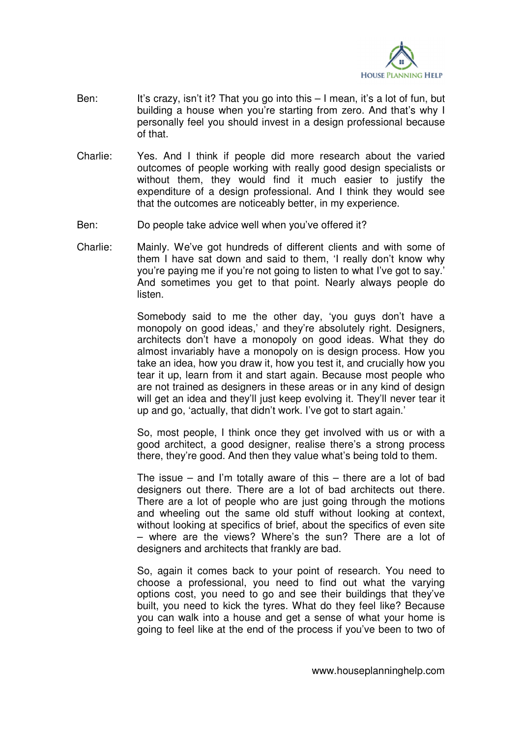Ben: It's crazy, isn't it? That you go into this – I mean, it's a lot of fun, but building a house when you're starting from zero. And that's why I personally feel you should invest in a design professional because of that.

Charlie: Yes. And I think if people did more research about the varied outcomes of people working with really good design specialists or without them, they would find it much easier to justify the expenditure of a design professional. And I think they would see that the outcomes are noticeably better, in my experience.

Ben: Do people take advice well when you've offered it?

Charlie: Mainly. We've got hundreds of different clients and with some of them I have sat down and said to them, 'I really don't know why you're paying me if you're not going to listen to what I've got to say.' And sometimes you get to that point. Nearly always people do listen.

Somebody said to me the other day, 'you guys don't have a monopoly on good ideas,' and they're absolutely right. Designers, architects don't have a monopoly on good ideas. What they do almost invariably have a monopoly on is design process. How you take an idea, how you draw it, how you test it, and crucially how you tear it up, learn from it and start again. Because most people who are not trained as designers in these areas or in any kind of design will get an idea and they'll just keep evolving it. They'll never tear it up and go, 'actually, that didn't work. I've got to start again.'

So, most people, I think once they get involved with us or with a good architect, a good designer, realise there's a strong process there, they're good. And then they value what's being told to them.

The issue – and I'm totally aware of this – there are a lot of bad designers out there. There are a lot of bad architects out there. There are a lot of people who are just going through the motions and wheeling out the same old stuff without looking at context, without looking at specifics of brief, about the specifics of even site – where are the views? Where's the sun? There are a lot of designers and architects that frankly are bad.

So, again it comes back to your point of research. You need to choose a professional, you need to find out what the varying options cost, you need to go and see their buildings that they've built, you need to kick the tyres. What do they feel like? Because you can walk into a house and get a sense of what your home is going to feel like at the end of the process if you've been to two of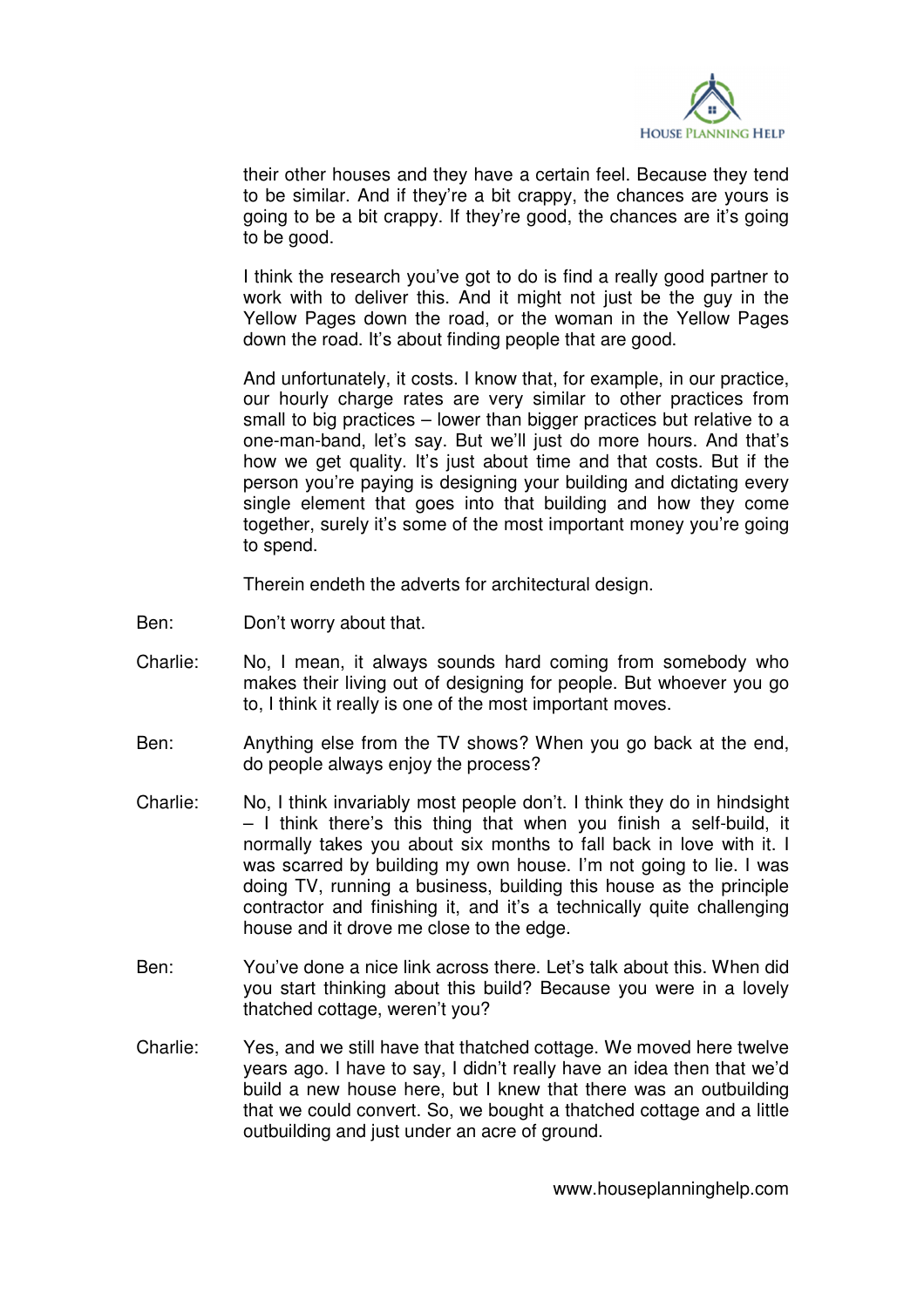their other houses and they have a certain feel. Because they tend to be similar. And if they're a bit crappy, the chances are yours is going to be a bit crappy. If they're good, the chances are it's going to be good.

I think the research you've got to do is find a really good partner to work with to deliver this. And it might not just be the guy in the Yellow Pages down the road, or the woman in the Yellow Pages down the road. It's about finding people that are good.

And unfortunately, it costs. I know that, for example, in our practice, our hourly charge rates are very similar to other practices from small to big practices – lower than bigger practices but relative to a one-man-band, let's say. But we'll just do more hours. And that's how we get quality. It's just about time and that costs. But if the person you're paying is designing your building and dictating every single element that goes into that building and how they come together, surely it's some of the most important money you're going to spend.

Therein endeth the adverts for architectural design.

Ben: Don't worry about that.

Charlie: No, I mean, it always sounds hard coming from somebody who makes their living out of designing for people. But whoever you go to, I think it really is one of the most important moves.

Ben: Anything else from the TV shows? When you go back at the end, do people always enjoy the process?

Charlie: No, I think invariably most people don't. I think they do in hindsight – I think there's this thing that when you finish a self-build, it normally takes you about six months to fall back in love with it. I was scarred by building my own house. I'm not going to lie. I was doing TV, running a business, building this house as the principle contractor and finishing it, and it's a technically quite challenging house and it drove me close to the edge.

Ben: You've done a nice link across there. Let's talk about this. When did you start thinking about this build? Because you were in a lovely thatched cottage, weren't you?

Charlie: Yes, and we still have that thatched cottage. We moved here twelve years ago. I have to say, I didn't really have an idea then that we'd build a new house here, but I knew that there was an outbuilding that we could convert. So, we bought a thatched cottage and a little outbuilding and just under an acre of ground.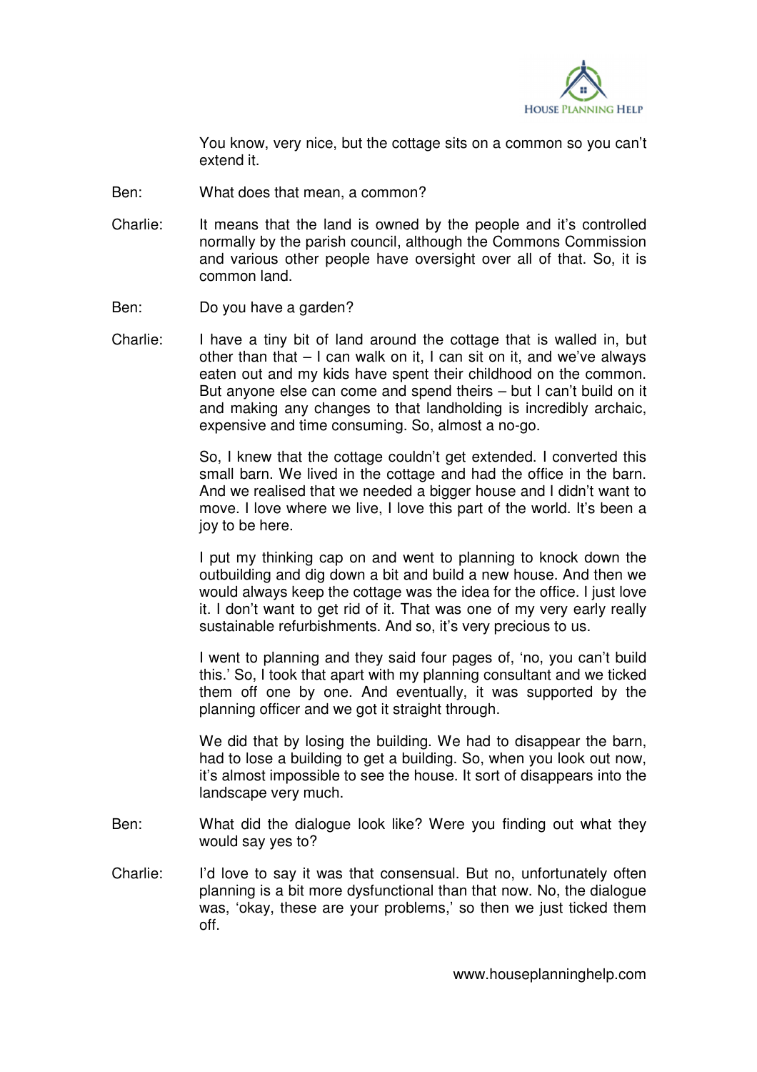You know, very nice, but the cottage sits on a common so you can't extend it.

Ben: What does that mean, a common?

Charlie: It means that the land is owned by the people and it's controlled normally by the parish council, although the Commons Commission and various other people have oversight over all of that. So, it is common land.

Ben: Do you have a garden?

Charlie: I have a tiny bit of land around the cottage that is walled in, but other than that – I can walk on it, I can sit on it, and we've always eaten out and my kids have spent their childhood on the common. But anyone else can come and spend theirs – but I can't build on it and making any changes to that landholding is incredibly archaic, expensive and time consuming. So, almost a no-go.

So, I knew that the cottage couldn't get extended. I converted this small barn. We lived in the cottage and had the office in the barn. And we realised that we needed a bigger house and I didn't want to move. I love where we live, I love this part of the world. It's been a joy to be here.

I put my thinking cap on and went to planning to knock down the outbuilding and dig down a bit and build a new house. And then we would always keep the cottage was the idea for the office. I just love it. I don't want to get rid of it. That was one of my very early really sustainable refurbishments. And so, it's very precious to us.

I went to planning and they said four pages of, 'no, you can't build this.' So, I took that apart with my planning consultant and we ticked them off one by one. And eventually, it was supported by the planning officer and we got it straight through.

We did that by losing the building. We had to disappear the barn, had to lose a building to get a building. So, when you look out now, it's almost impossible to see the house. It sort of disappears into the landscape very much.

Ben: What did the dialogue look like? Were you finding out what they would say yes to?

Charlie: I'd love to say it was that consensual. But no, unfortunately often planning is a bit more dysfunctional than that now. No, the dialogue was, 'okay, these are your problems,' so then we just ticked them off.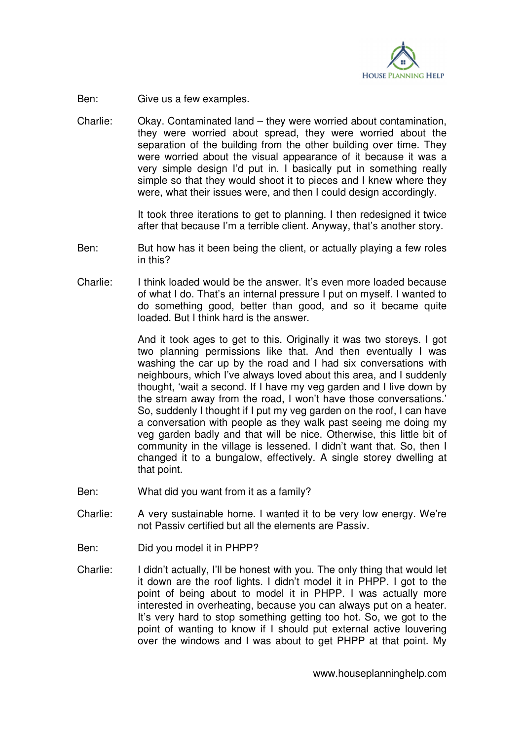Ben: Give us a few examples.

Charlie: Okay. Contaminated land – they were worried about contamination, they were worried about spread, they were worried about the separation of the building from the other building over time. They were worried about the visual appearance of it because it was a very simple design I'd put in. I basically put in something really simple so that they would shoot it to pieces and I knew where they were, what their issues were, and then I could design accordingly.

It took three iterations to get to planning. I then redesigned it twice after that because I'm a terrible client. Anyway, that's another story.

Ben: But how has it been being the client, or actually playing a few roles in this?

Charlie: I think loaded would be the answer. It's even more loaded because of what I do. That's an internal pressure I put on myself. I wanted to do something good, better than good, and so it became quite loaded. But I think hard is the answer.

And it took ages to get to this. Originally it was two storeys. I got two planning permissions like that. And then eventually I was washing the car up by the road and I had six conversations with neighbours, which I've always loved about this area, and I suddenly thought, 'wait a second. If I have my veg garden and I live down by the stream away from the road, I won't have those conversations.' So, suddenly I thought if I put my veg garden on the roof, I can have a conversation with people as they walk past seeing me doing my veg garden badly and that will be nice. Otherwise, this little bit of community in the village is lessened. I didn't want that. So, then I changed it to a bungalow, effectively. A single storey dwelling at that point.

Ben: What did you want from it as a family?

Charlie: A very sustainable home. I wanted it to be very low energy. We're not Passiv certified but all the elements are Passiv.

Ben: Did you model it in PHPP?

Charlie: I didn't actually, I'll be honest with you. The only thing that would let it down are the roof lights. I didn't model it in PHPP. I got to the point of being about to model it in PHPP. I was actually more interested in overheating, because you can always put on a heater. It's very hard to stop something getting too hot. So, we got to the point of wanting to know if I should put external active louvering over the windows and I was about to get PHPP at that point. My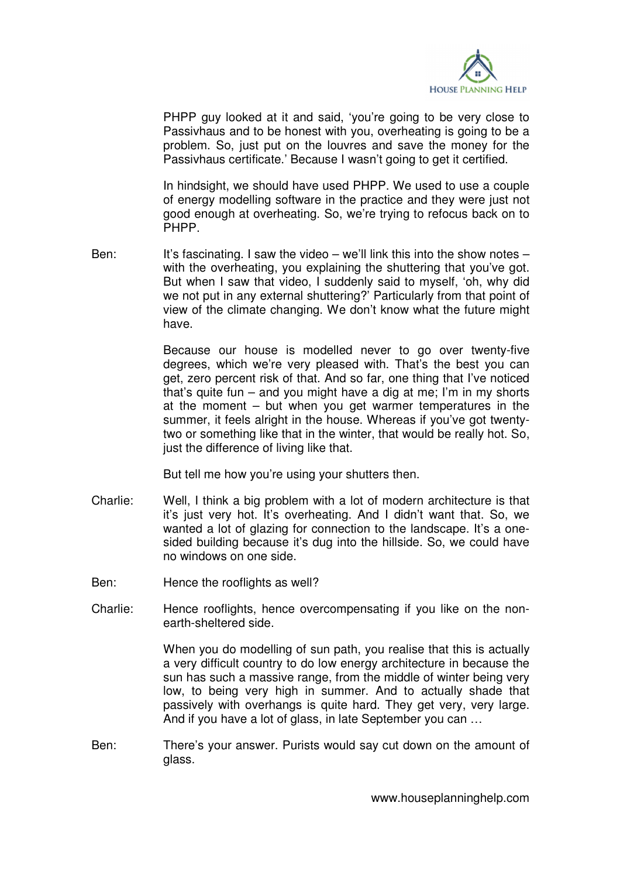PHPP guy looked at it and said, 'you're going to be very close to Passivhaus and to be honest with you, overheating is going to be a problem. So, just put on the louvres and save the money for the Passivhaus certificate.' Because I wasn't going to get it certified.

In hindsight, we should have used PHPP. We used to use a couple of energy modelling software in the practice and they were just not good enough at overheating. So, we're trying to refocus back on to PHPP.

Ben: It's fascinating. I saw the video – we'll link this into the show notes – with the overheating, you explaining the shuttering that you've got. But when I saw that video, I suddenly said to myself, 'oh, why did we not put in any external shuttering?' Particularly from that point of view of the climate changing. We don't know what the future might have.

Because our house is modelled never to go over twenty-five degrees, which we're very pleased with. That's the best you can get, zero percent risk of that. And so far, one thing that I've noticed that's quite fun – and you might have a dig at me; I'm in my shorts at the moment – but when you get warmer temperatures in the summer, it feels alright in the house. Whereas if you've got twenty-two or something like that in the winter, that would be really hot. So, just the difference of living like that.

But tell me how you're using your shutters then.

Charlie: Well, I think a big problem with a lot of modern architecture is that it's just very hot. It's overheating. And I didn't want that. So, we wanted a lot of glazing for connection to the landscape. It's a one-sided building because it's dug into the hillside. So, we could have no windows on one side.

Ben: Hence the rooflights as well?

Charlie: Hence rooflights, hence overcompensating if you like on the non-earth-sheltered side.

When you do modelling of sun path, you realise that this is actually a very difficult country to do low energy architecture in because the sun has such a massive range, from the middle of winter being very low, to being very high in summer. And to actually shade that passively with overhangs is quite hard. They get very, very large. And if you have a lot of glass, in late September you can …

Ben: There's your answer. Purists would say cut down on the amount of glass.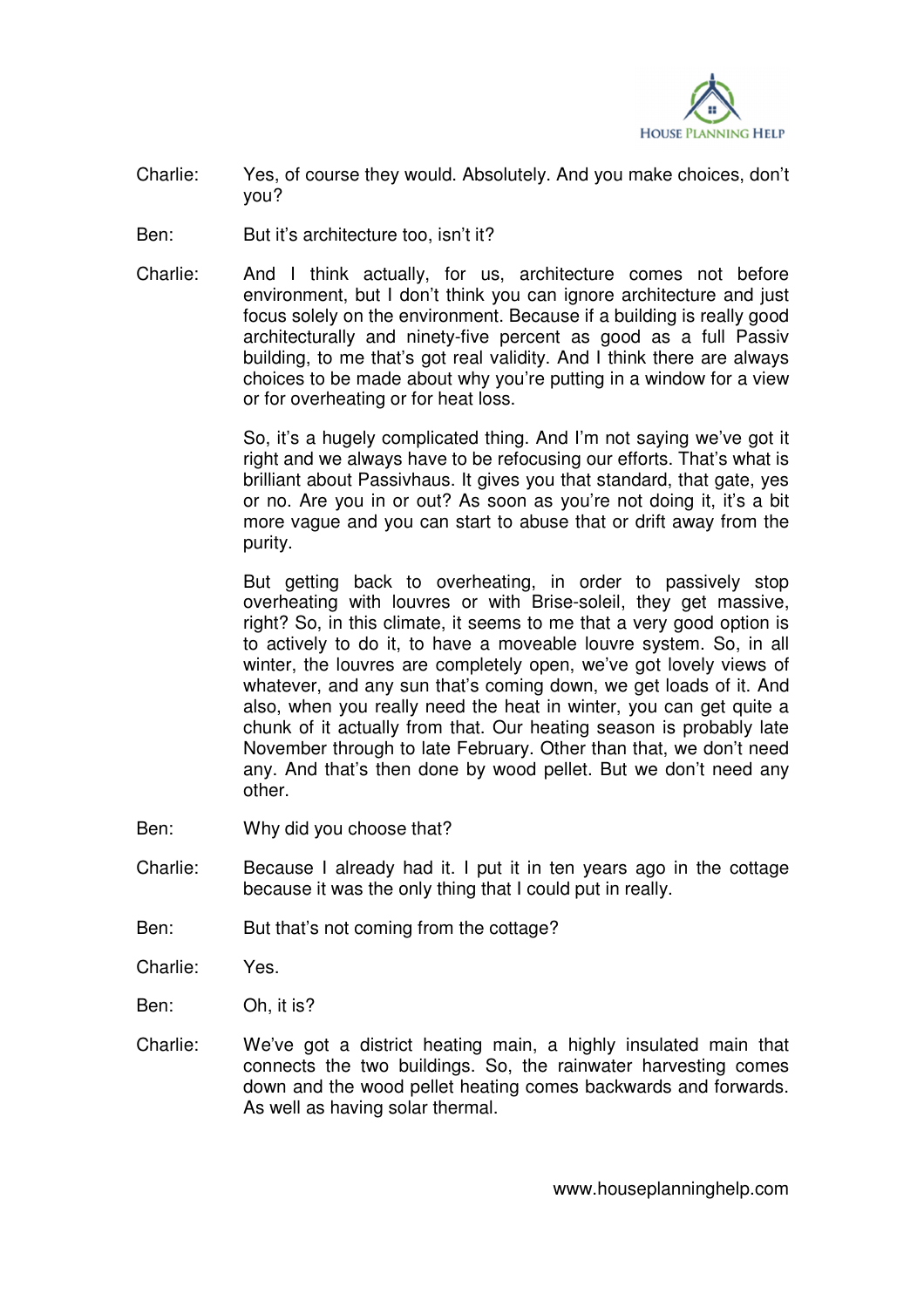Charlie: Yes, of course they would. Absolutely. And you make choices, don't you?

Ben: But it's architecture too, isn't it?

Charlie: And I think actually, for us, architecture comes not before environment, but I don't think you can ignore architecture and just focus solely on the environment. Because if a building is really good architecturally and ninety-five percent as good as a full Passiv building, to me that's got real validity. And I think there are always choices to be made about why you're putting in a window for a view or for overheating or for heat loss.

So, it's a hugely complicated thing. And I'm not saying we've got it right and we always have to be refocusing our efforts. That's what is brilliant about Passivhaus. It gives you that standard, that gate, yes or no. Are you in or out? As soon as you're not doing it, it's a bit more vague and you can start to abuse that or drift away from the purity.

But getting back to overheating, in order to passively stop overheating with louvres or with Brise-soleil, they get massive, right? So, in this climate, it seems to me that a very good option is to actively to do it, to have a moveable louvre system. So, in all winter, the louvres are completely open, we've got lovely views of whatever, and any sun that's coming down, we get loads of it. And also, when you really need the heat in winter, you can get quite a chunk of it actually from that. Our heating season is probably late November through to late February. Other than that, we don't need any. And that's then done by wood pellet. But we don't need any other.

Ben: Why did you choose that?

Charlie: Because I already had it. I put it in ten years ago in the cottage because it was the only thing that I could put in really.

Ben: But that's not coming from the cottage?

Charlie: Yes.

Ben: Oh, it is?

Charlie: We've got a district heating main, a highly insulated main that connects the two buildings. So, the rainwater harvesting comes down and the wood pellet heating comes backwards and forwards. As well as having solar thermal.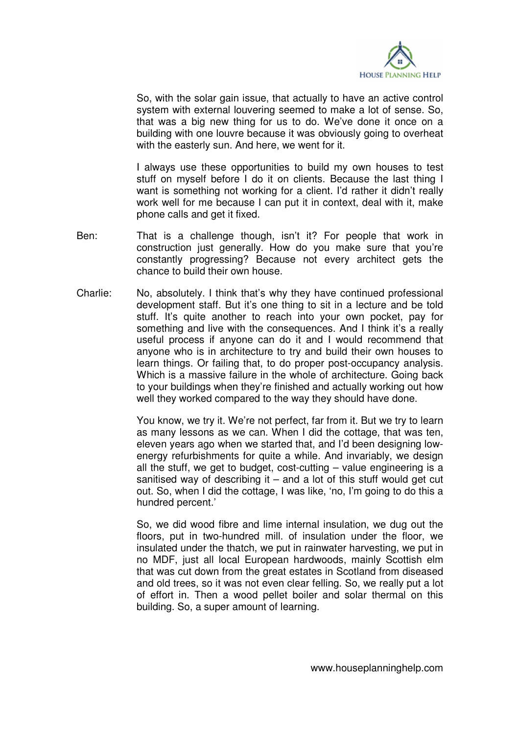So, with the solar gain issue, that actually to have an active control system with external louvering seemed to make a lot of sense. So, that was a big new thing for us to do. We've done it once on a building with one louvre because it was obviously going to overheat with the easterly sun. And here, we went for it.

I always use these opportunities to build my own houses to test stuff on myself before I do it on clients. Because the last thing I want is something not working for a client. I'd rather it didn't really work well for me because I can put it in context, deal with it, make phone calls and get it fixed.

Ben: That is a challenge though, isn't it? For people that work in construction just generally. How do you make sure that you're constantly progressing? Because not every architect gets the chance to build their own house.

Charlie: No, absolutely. I think that's why they have continued professional development staff. But it's one thing to sit in a lecture and be told stuff. It's quite another to reach into your own pocket, pay for something and live with the consequences. And I think it's a really useful process if anyone can do it and I would recommend that anyone who is in architecture to try and build their own houses to learn things. Or failing that, to do proper post-occupancy analysis. Which is a massive failure in the whole of architecture. Going back to your buildings when they're finished and actually working out how well they worked compared to the way they should have done.

You know, we try it. We're not perfect, far from it. But we try to learn as many lessons as we can. When I did the cottage, that was ten, eleven years ago when we started that, and I'd been designing low-energy refurbishments for quite a while. And invariably, we design all the stuff, we get to budget, cost-cutting – value engineering is a sanitised way of describing it – and a lot of this stuff would get cut out. So, when I did the cottage, I was like, 'no, I'm going to do this a hundred percent.'

So, we did wood fibre and lime internal insulation, we dug out the floors, put in two-hundred mill. of insulation under the floor, we insulated under the thatch, we put in rainwater harvesting, we put in no MDF, just all local European hardwoods, mainly Scottish elm that was cut down from the great estates in Scotland from diseased and old trees, so it was not even clear felling. So, we really put a lot of effort in. Then a wood pellet boiler and solar thermal on this building. So, a super amount of learning.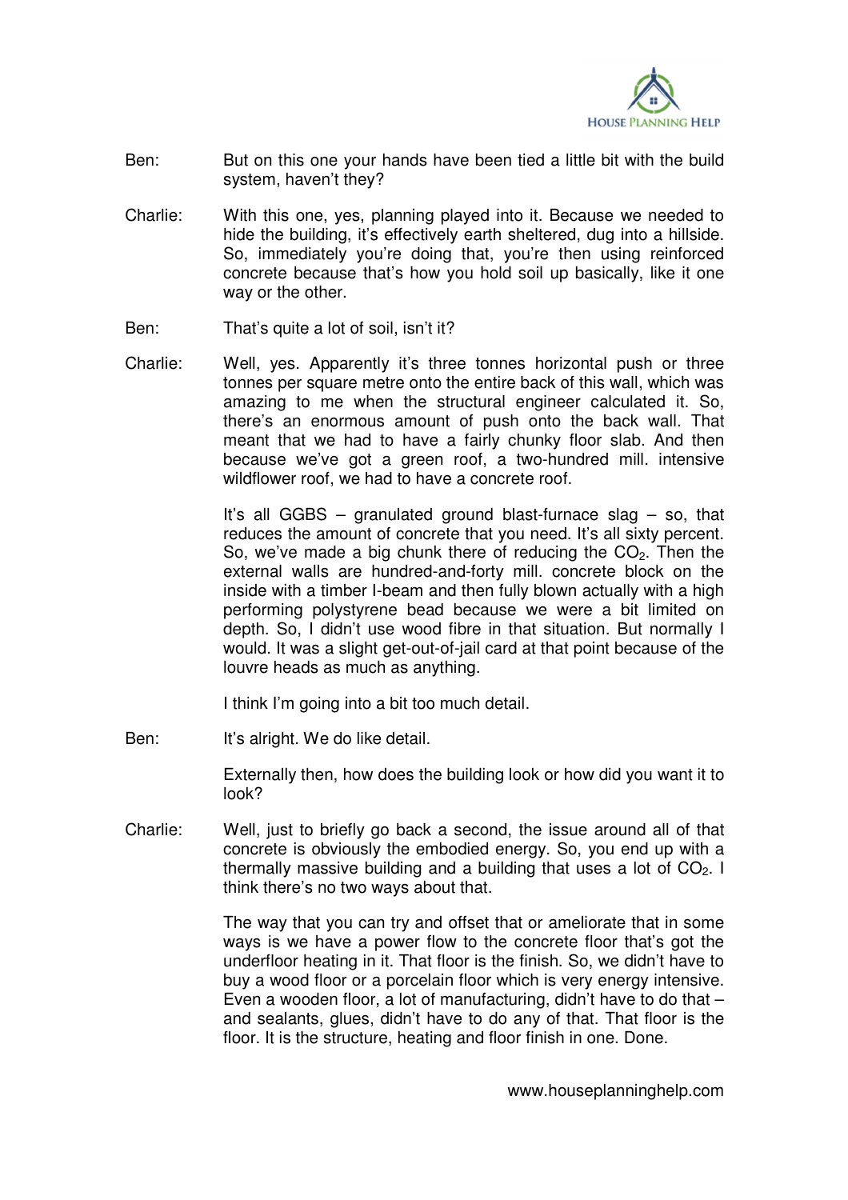Ben: But on this one your hands have been tied a little bit with the build system, haven't they?

Charlie: With this one, yes, planning played into it. Because we needed to hide the building, it's effectively earth sheltered, dug into a hillside. So, immediately you're doing that, you're then using reinforced concrete because that's how you hold soil up basically, like it one way or the other.

Ben: That's quite a lot of soil, isn't it?

Charlie: Well, yes. Apparently it's three tonnes horizontal push or three tonnes per square metre onto the entire back of this wall, which was amazing to me when the structural engineer calculated it. So, there's an enormous amount of push onto the back wall. That meant that we had to have a fairly chunky floor slab. And then because we've got a green roof, a two-hundred mill. intensive wildflower roof, we had to have a concrete roof.

It's all GGBS – granulated ground blast-furnace slag – so, that reduces the amount of concrete that you need. It's all sixty percent. So, we've made a big chunk there of reducing the $CO_2$. Then the external walls are hundred-and-forty mill. concrete block on the inside with a timber I-beam and then fully blown actually with a high performing polystyrene bead because we were a bit limited on depth. So, I didn't use wood fibre in that situation. But normally I would. It was a slight get-out-of-jail card at that point because of the louvre heads as much as anything.

I think I'm going into a bit too much detail.

Ben: It's alright. We do like detail.

Externally then, how does the building look or how did you want it to look?

Charlie: Well, just to briefly go back a second, the issue around all of that concrete is obviously the embodied energy. So, you end up with a thermally massive building and a building that uses a lot of $CO_2$. I think there's no two ways about that.

The way that you can try and offset that or ameliorate that in some ways is we have a power flow to the concrete floor that's got the underfloor heating in it. That floor is the finish. So, we didn't have to buy a wood floor or a porcelain floor which is very energy intensive. Even a wooden floor, a lot of manufacturing, didn't have to do that – and sealants, glues, didn't have to do any of that. That floor is the floor. It is the structure, heating and floor finish in one. Done.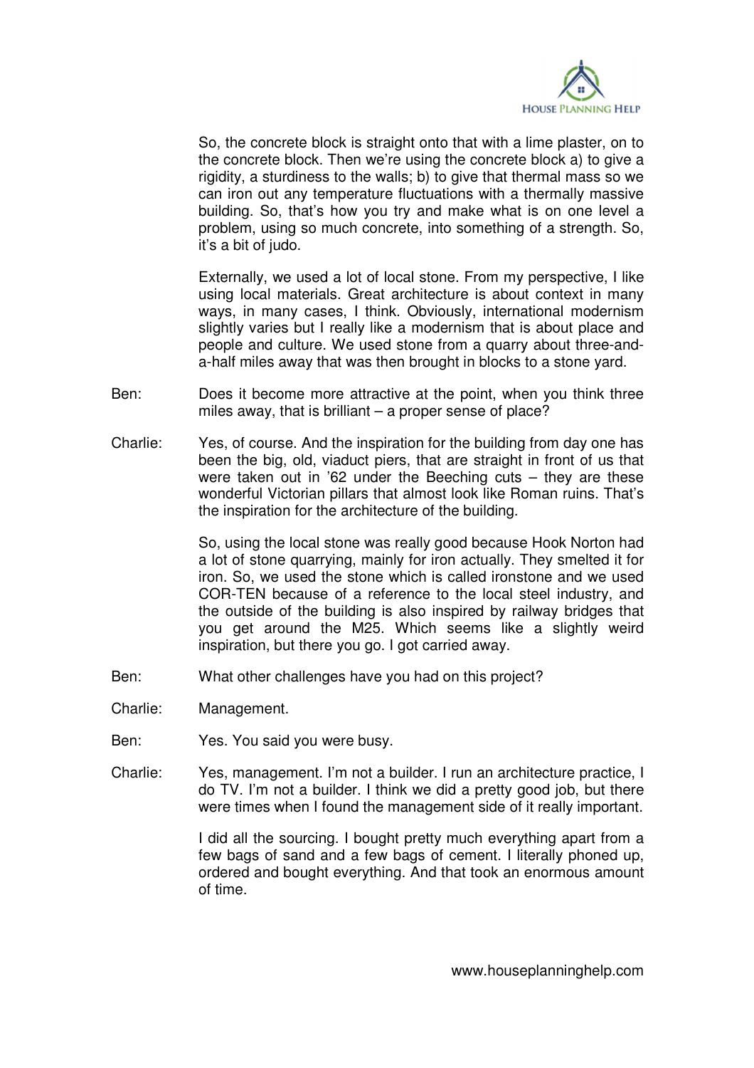So, the concrete block is straight onto that with a lime plaster, on to the concrete block. Then we're using the concrete block a) to give a rigidity, a sturdiness to the walls; b) to give that thermal mass so we can iron out any temperature fluctuations with a thermally massive building. So, that's how you try and make what is on one level a problem, using so much concrete, into something of a strength. So, it's a bit of judo.

Externally, we used a lot of local stone. From my perspective, I like using local materials. Great architecture is about context in many ways, in many cases, I think. Obviously, international modernism slightly varies but I really like a modernism that is about place and people and culture. We used stone from a quarry about three-and-a-half miles away that was then brought in blocks to a stone yard.

Ben: Does it become more attractive at the point, when you think three miles away, that is brilliant – a proper sense of place?

Charlie: Yes, of course. And the inspiration for the building from day one has been the big, old, viaduct piers, that are straight in front of us that were taken out in '62 under the Beeching cuts – they are these wonderful Victorian pillars that almost look like Roman ruins. That's the inspiration for the architecture of the building.

So, using the local stone was really good because Hook Norton had a lot of stone quarrying, mainly for iron actually. They smelted it for iron. So, we used the stone which is called ironstone and we used COR-TEN because of a reference to the local steel industry, and the outside of the building is also inspired by railway bridges that you get around the M25. Which seems like a slightly weird inspiration, but there you go. I got carried away.

Ben: What other challenges have you had on this project?

Charlie: Management.

Ben: Yes. You said you were busy.

Charlie: Yes, management. I'm not a builder. I run an architecture practice, I do TV. I'm not a builder. I think we did a pretty good job, but there were times when I found the management side of it really important.

I did all the sourcing. I bought pretty much everything apart from a few bags of sand and a few bags of cement. I literally phoned up, ordered and bought everything. And that took an enormous amount of time.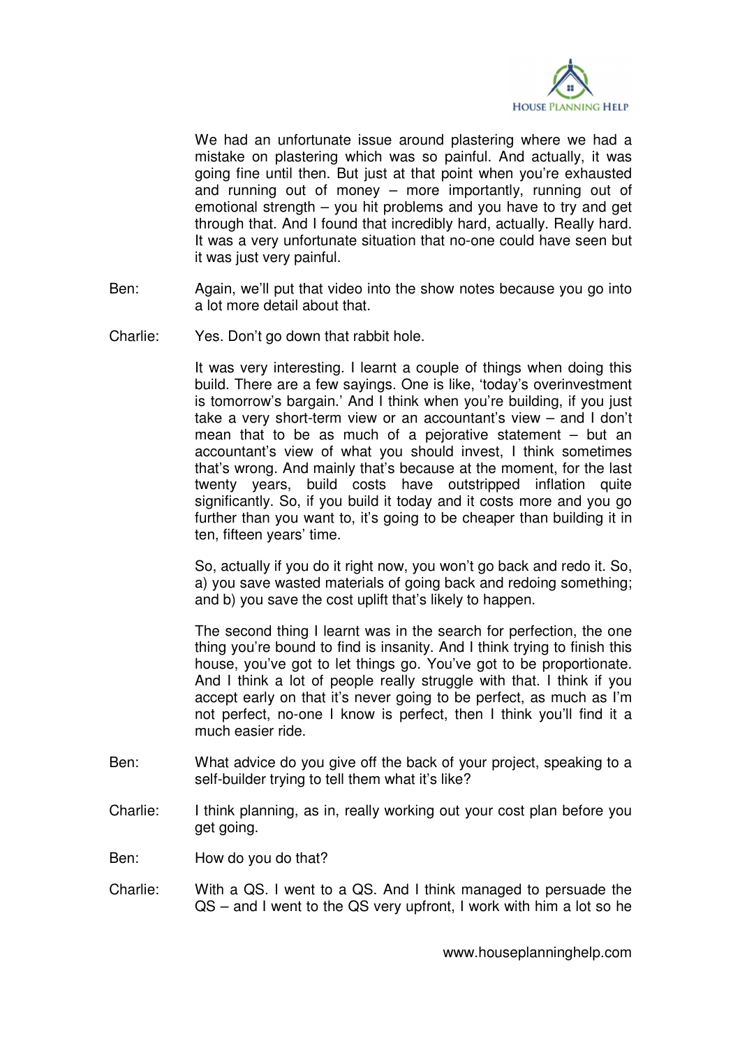We had an unfortunate issue around plastering where we had a mistake on plastering which was so painful. And actually, it was going fine until then. But just at that point when you're exhausted and running out of money – more importantly, running out of emotional strength – you hit problems and you have to try and get through that. And I found that incredibly hard, actually. Really hard. It was a very unfortunate situation that no-one could have seen but it was just very painful.

Ben: Again, we'll put that video into the show notes because you go into a lot more detail about that.

Charlie: Yes. Don't go down that rabbit hole.

It was very interesting. I learnt a couple of things when doing this build. There are a few sayings. One is like, 'today's overinvestment is tomorrow's bargain.' And I think when you're building, if you just take a very short-term view or an accountant's view – and I don't mean that to be as much of a pejorative statement – but an accountant's view of what you should invest, I think sometimes that's wrong. And mainly that's because at the moment, for the last twenty years, build costs have outstripped inflation quite significantly. So, if you build it today and it costs more and you go further than you want to, it's going to be cheaper than building it in ten, fifteen years' time.

So, actually if you do it right now, you won't go back and redo it. So, a) you save wasted materials of going back and redoing something; and b) you save the cost uplift that's likely to happen.

The second thing I learnt was in the search for perfection, the one thing you're bound to find is insanity. And I think trying to finish this house, you've got to let things go. You've got to be proportionate. And I think a lot of people really struggle with that. I think if you accept early on that it's never going to be perfect, as much as I'm not perfect, no-one I know is perfect, then I think you'll find it a much easier ride.

Ben: What advice do you give off the back of your project, speaking to a self-builder trying to tell them what it's like?

Charlie: I think planning, as in, really working out your cost plan before you get going.

Ben: How do you do that?

Charlie: With a QS. I went to a QS. And I think managed to persuade the QS – and I went to the QS very upfront, I work with him a lot so he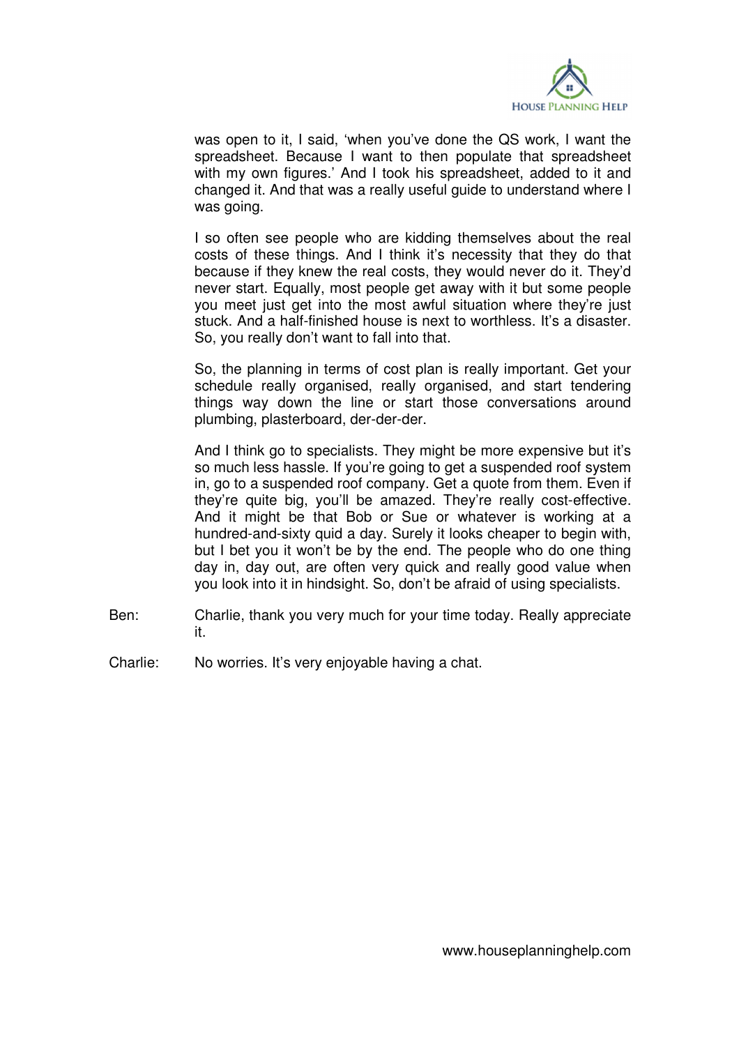was open to it, I said, 'when you've done the QS work, I want the spreadsheet. Because I want to then populate that spreadsheet with my own figures.' And I took his spreadsheet, added to it and changed it. And that was a really useful guide to understand where I was going.

I so often see people who are kidding themselves about the real costs of these things. And I think it's necessity that they do that because if they knew the real costs, they would never do it. They'd never start. Equally, most people get away with it but some people you meet just get into the most awful situation where they're just stuck. And a half-finished house is next to worthless. It's a disaster. So, you really don't want to fall into that.

So, the planning in terms of cost plan is really important. Get your schedule really organised, really organised, and start tendering things way down the line or start those conversations around plumbing, plasterboard, der-der-der.

And I think go to specialists. They might be more expensive but it's so much less hassle. If you're going to get a suspended roof system in, go to a suspended roof company. Get a quote from them. Even if they're quite big, you'll be amazed. They're really cost-effective. And it might be that Bob or Sue or whatever is working at a hundred-and-sixty quid a day. Surely it looks cheaper to begin with, but I bet you it won't be by the end. The people who do one thing day in, day out, are often very quick and really good value when you look into it in hindsight. So, don't be afraid of using specialists.

Ben: Charlie, thank you very much for your time today. Really appreciate it.

Charlie: No worries. It's very enjoyable having a chat.